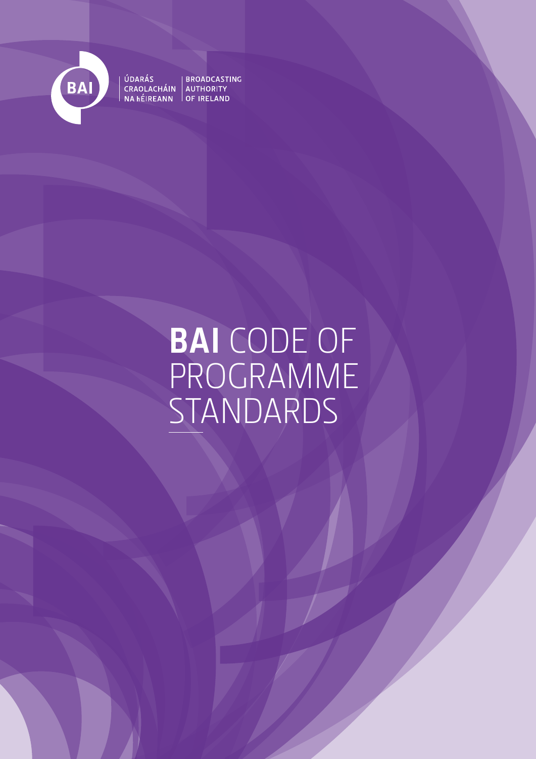ÚDARÁS CRAOLACHÁIN NA hÉIREANN | BROADCASTING AUTHORITY OF IRELAND

# **BAI** CODE OF PROGRAMME STANDARDS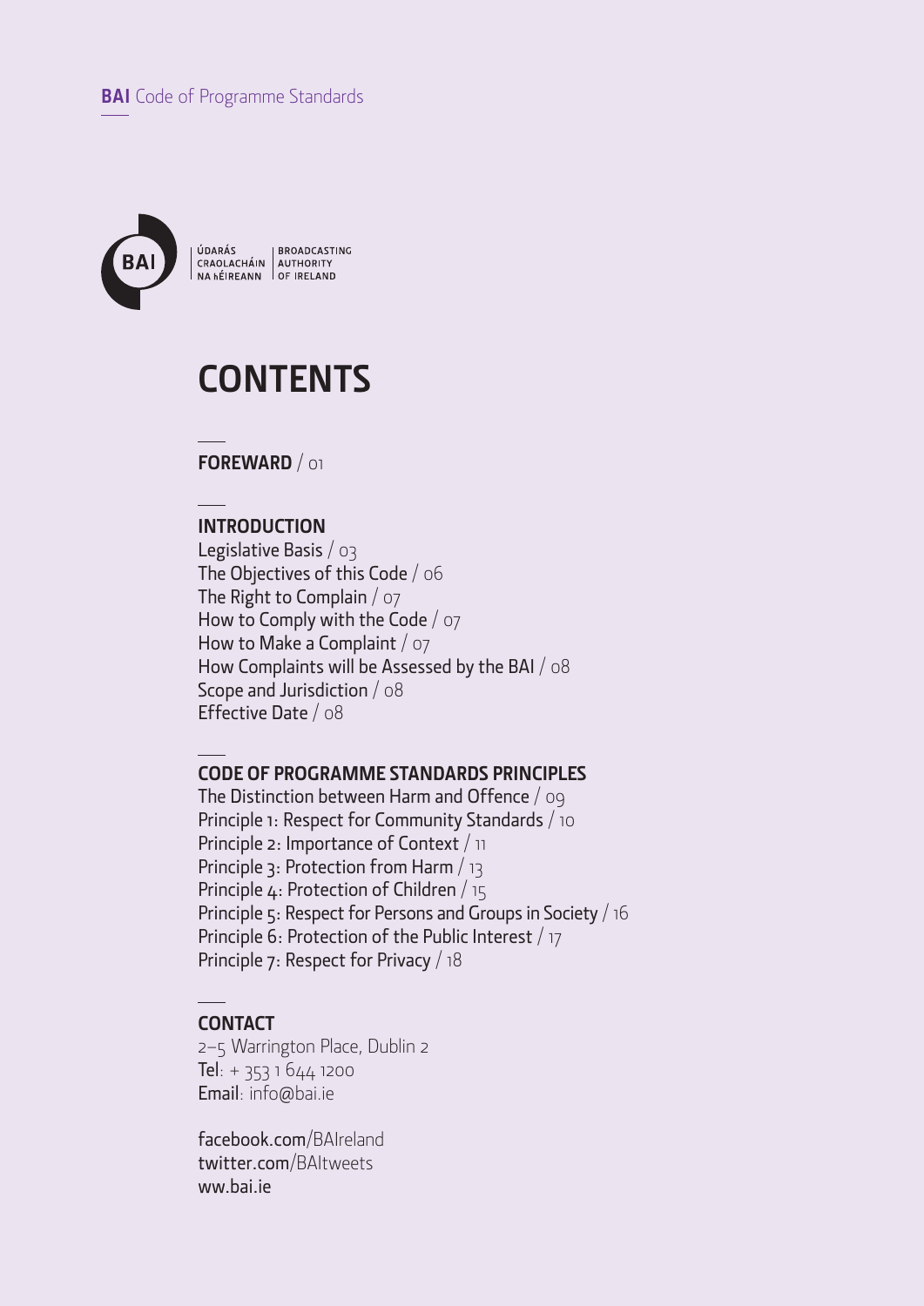ÚDARÁS CRAOLACHÁIN NA hÉIREANN | BROADCASTING AUTHORITY OF IRELAND

# CONTENTS

## FOREWARD / 01

## INTRODUCTION

Legislative Basis / 03
The Objectives of this Code / 06
The Right to Complain / 07
How to Comply with the Code / 07
How to Make a Complaint / 07
How Complaints will be Assessed by the BAI / 08
Scope and Jurisdiction / 08
Effective Date / 08

## CODE OF PROGRAMME STANDARDS PRINCIPLES

The Distinction between Harm and Offence / 09
Principle 1: Respect for Community Standards / 10
Principle 2: Importance of Context / 11
Principle 3: Protection from Harm / 13
Principle 4: Protection of Children / 15
Principle 5: Respect for Persons and Groups in Society / 16
Principle 6: Protection of the Public Interest / 17
Principle 7: Respect for Privacy / 18

## CONTACT

2–5 Warrington Place, Dublin 2
Tel: + 353 1 644 1200
Email: info@bai.ie

facebook.com/BAIreland
twitter.com/BAItweets
ww.bai.ie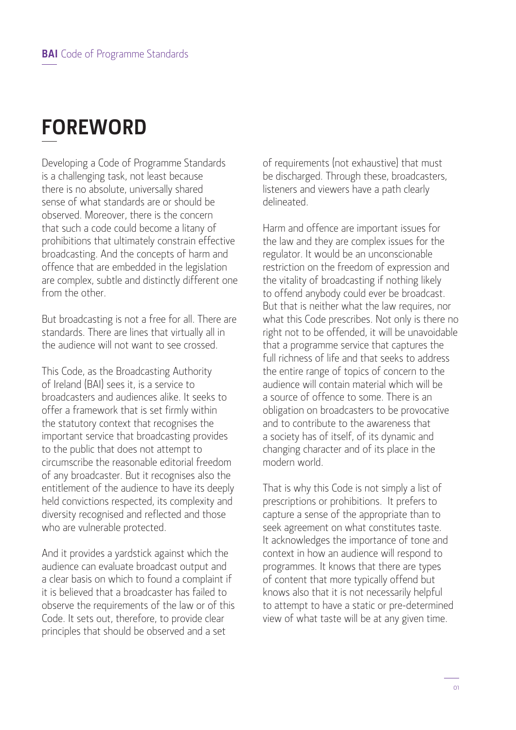# FOREWORD

Developing a Code of Programme Standards is a challenging task, not least because there is no absolute, universally shared sense of what standards are or should be observed. Moreover, there is the concern that such a code could become a litany of prohibitions that ultimately constrain effective broadcasting. And the concepts of harm and offence that are embedded in the legislation are complex, subtle and distinctly different one from the other.

But broadcasting is not a free for all. There are standards. There are lines that virtually all in the audience will not want to see crossed.

This Code, as the Broadcasting Authority of Ireland (BAI) sees it, is a service to broadcasters and audiences alike. It seeks to offer a framework that is set firmly within the statutory context that recognises the important service that broadcasting provides to the public that does not attempt to circumscribe the reasonable editorial freedom of any broadcaster. But it recognises also the entitlement of the audience to have its deeply held convictions respected, its complexity and diversity recognised and reflected and those who are vulnerable protected.

And it provides a yardstick against which the audience can evaluate broadcast output and a clear basis on which to found a complaint if it is believed that a broadcaster has failed to observe the requirements of the law or of this Code. It sets out, therefore, to provide clear principles that should be observed and a set of requirements (not exhaustive) that must be discharged. Through these, broadcasters, listeners and viewers have a path clearly delineated.

Harm and offence are important issues for the law and they are complex issues for the regulator. It would be an unconscionable restriction on the freedom of expression and the vitality of broadcasting if nothing likely to offend anybody could ever be broadcast. But that is neither what the law requires, nor what this Code prescribes. Not only is there no right not to be offended, it will be unavoidable that a programme service that captures the full richness of life and that seeks to address the entire range of topics of concern to the audience will contain material which will be a source of offence to some. There is an obligation on broadcasters to be provocative and to contribute to the awareness that a society has of itself, of its dynamic and changing character and of its place in the modern world.

That is why this Code is not simply a list of prescriptions or prohibitions. It prefers to capture a sense of the appropriate than to seek agreement on what constitutes taste. It acknowledges the importance of tone and context in how an audience will respond to programmes. It knows that there are types of content that more typically offend but knows also that it is not necessarily helpful to attempt to have a static or pre-determined view of what taste will be at any given time.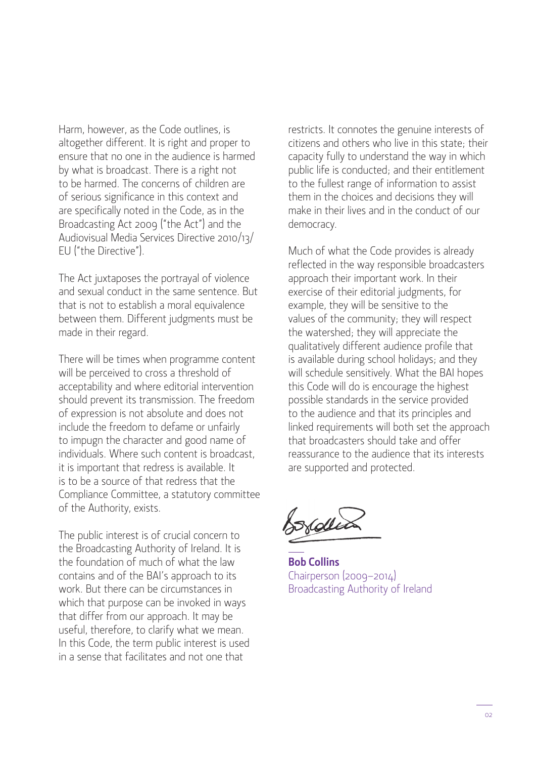Harm, however, as the Code outlines, is altogether different. It is right and proper to ensure that no one in the audience is harmed by what is broadcast. There is a right not to be harmed. The concerns of children are of serious significance in this context and are specifically noted in the Code, as in the Broadcasting Act 2009 ("the Act") and the Audiovisual Media Services Directive 2010/13/EU ("the Directive").

The Act juxtaposes the portrayal of violence and sexual conduct in the same sentence. But that is not to establish a moral equivalence between them. Different judgments must be made in their regard.

There will be times when programme content will be perceived to cross a threshold of acceptability and where editorial intervention should prevent its transmission. The freedom of expression is not absolute and does not include the freedom to defame or unfairly to impugn the character and good name of individuals. Where such content is broadcast, it is important that redress is available. It is to be a source of that redress that the Compliance Committee, a statutory committee of the Authority, exists.

The public interest is of crucial concern to the Broadcasting Authority of Ireland. It is the foundation of much of what the law contains and of the BAI's approach to its work. But there can be circumstances in which that purpose can be invoked in ways that differ from our approach. It may be useful, therefore, to clarify what we mean. In this Code, the term public interest is used in a sense that facilitates and not one that restricts. It connotes the genuine interests of citizens and others who live in this state; their capacity fully to understand the way in which public life is conducted; and their entitlement to the fullest range of information to assist them in the choices and decisions they will make in their lives and in the conduct of our democracy.

Much of what the Code provides is already reflected in the way responsible broadcasters approach their important work. In their exercise of their editorial judgments, for example, they will be sensitive to the values of the community; they will respect the watershed; they will appreciate the qualitatively different audience profile that is available during school holidays; and they will schedule sensitively. What the BAI hopes this Code will do is encourage the highest possible standards in the service provided to the audience and that its principles and linked requirements will both set the approach that broadcasters should take and offer reassurance to the audience that its interests are supported and protected.

**Bob Collins**
Chairperson (2009–2014)
Broadcasting Authority of Ireland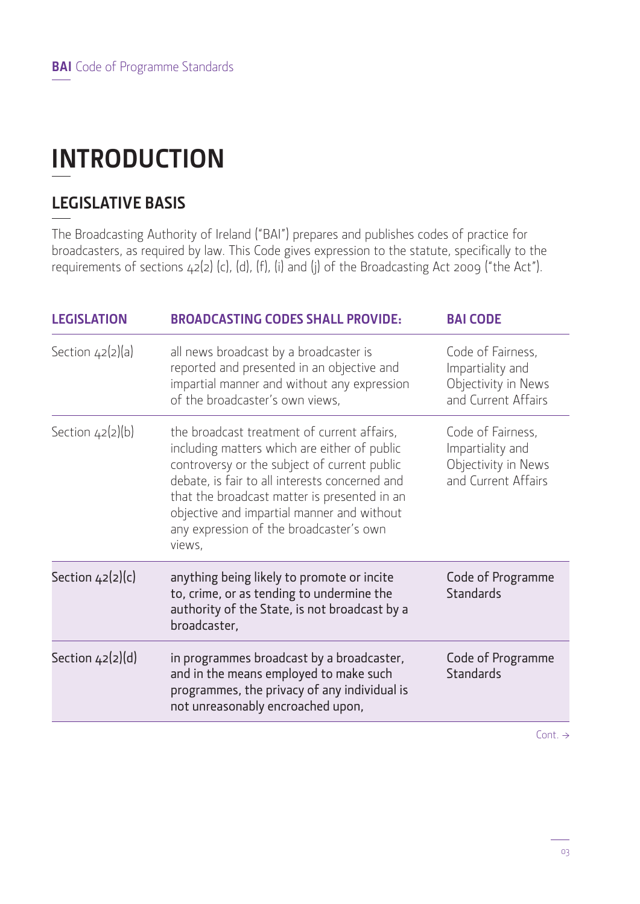# INTRODUCTION

## LEGISLATIVE BASIS

The Broadcasting Authority of Ireland ("BAI") prepares and publishes codes of practice for broadcasters, as required by law. This Code gives expression to the statute, specifically to the requirements of sections 42(2) (c), (d), (f), (i) and (j) of the Broadcasting Act 2009 ("the Act").

| LEGISLATION | BROADCASTING CODES SHALL PROVIDE: | BAI CODE |
| --- | --- | --- |
| Section 42(2)(a) | all news broadcast by a broadcaster is reported and presented in an objective and impartial manner and without any expression of the broadcaster's own views, | Code of Fairness, Impartiality and Objectivity in News and Current Affairs |
| Section 42(2)(b) | the broadcast treatment of current affairs, including matters which are either of public controversy or the subject of current public debate, is fair to all interests concerned and that the broadcast matter is presented in an objective and impartial manner and without any expression of the broadcaster's own views, | Code of Fairness, Impartiality and Objectivity in News and Current Affairs |
| Section 42(2)(c) | anything being likely to promote or incite to, crime, or as tending to undermine the authority of the State, is not broadcast by a broadcaster, | Code of Programme Standards |
| Section 42(2)(d) | in programmes broadcast by a broadcaster, and in the means employed to make such programmes, the privacy of any individual is not unreasonably encroached upon, | Code of Programme Standards |

Cont. →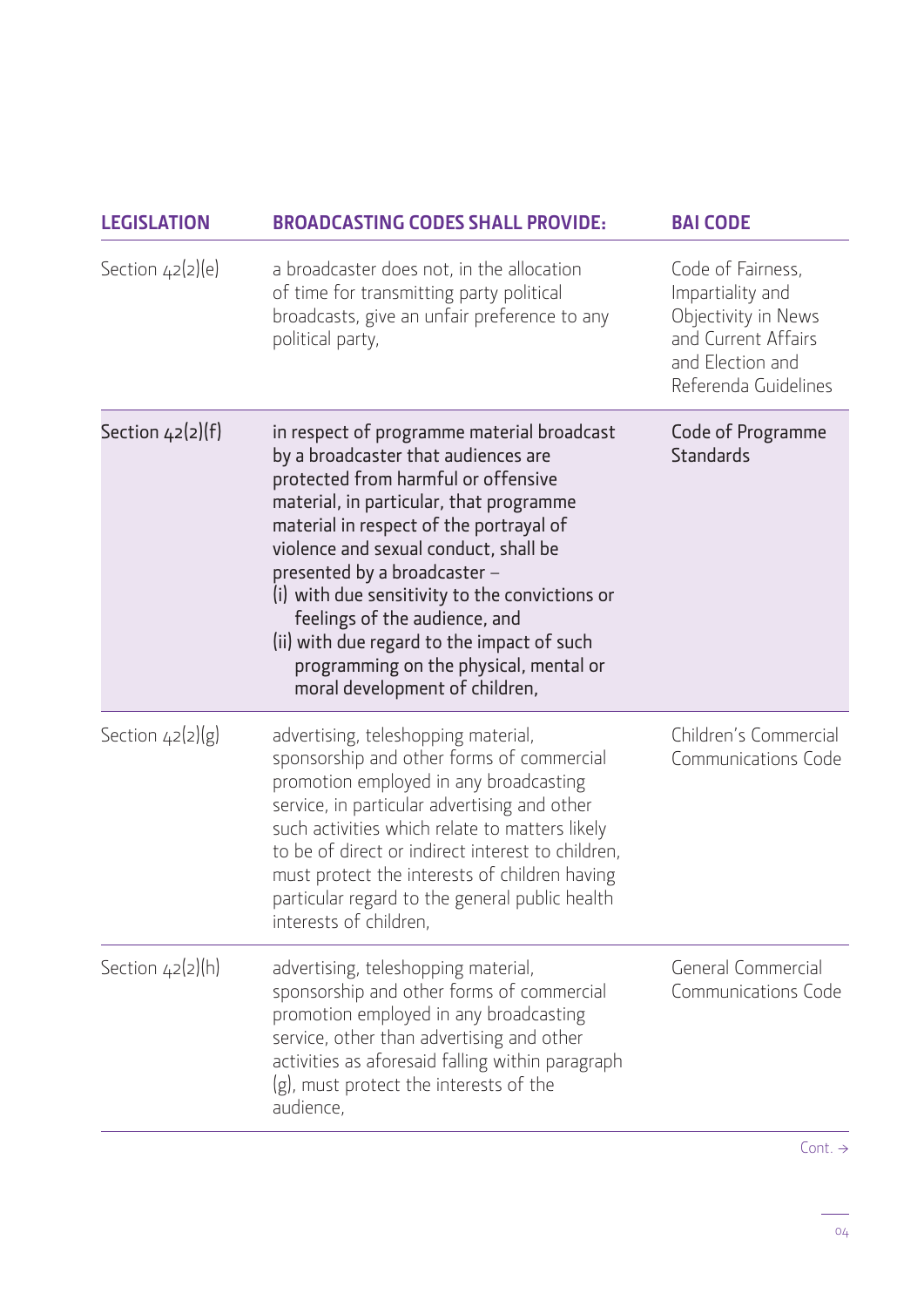| LEGISLATION | BROADCASTING CODES SHALL PROVIDE: | BAI CODE |
|---|---|---|
| Section 42(2)(e) | a broadcaster does not, in the allocation of time for transmitting party political broadcasts, give an unfair preference to any political party, | Code of Fairness, Impartiality and Objectivity in News and Current Affairs and Election and Referenda Guidelines |
| Section 42(2)(f) | in respect of programme material broadcast by a broadcaster that audiences are protected from harmful or offensive material, in particular, that programme material in respect of the portrayal of violence and sexual conduct, shall be presented by a broadcaster – (i) with due sensitivity to the convictions or feelings of the audience, and (ii) with due regard to the impact of such programming on the physical, mental or moral development of children, | Code of Programme Standards |
| Section 42(2)(g) | advertising, teleshopping material, sponsorship and other forms of commercial promotion employed in any broadcasting service, in particular advertising and other such activities which relate to matters likely to be of direct or indirect interest to children, must protect the interests of children having particular regard to the general public health interests of children, | Children's Commercial Communications Code |
| Section 42(2)(h) | advertising, teleshopping material, sponsorship and other forms of commercial promotion employed in any broadcasting service, other than advertising and other activities as aforesaid falling within paragraph (g), must protect the interests of the audience, | General Commercial Communications Code |

Cont. →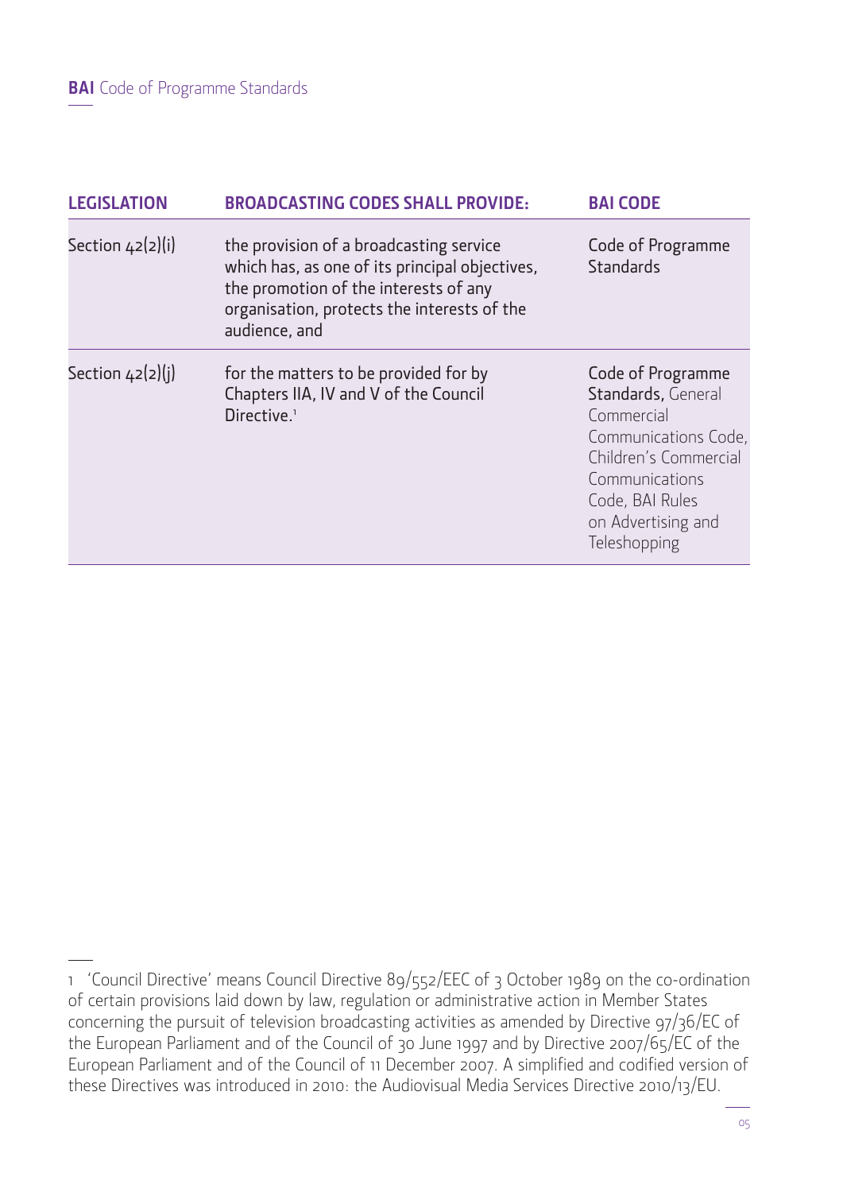| LEGISLATION | BROADCASTING CODES SHALL PROVIDE: | BAI CODE |
|---|---|---|
| Section 42(2)(i) | the provision of a broadcasting service which has, as one of its principal objectives, the promotion of the interests of any organisation, protects the interests of the audience, and | Code of Programme Standards |
| Section 42(2)(j) | for the matters to be provided for by Chapters IIA, IV and V of the Council Directive.[1] | Code of Programme Standards, General Commercial Communications Code, Children's Commercial Communications Code, BAI Rules on Advertising and Teleshopping |

1 'Council Directive' means Council Directive 89/552/EEC of 3 October 1989 on the co-ordination of certain provisions laid down by law, regulation or administrative action in Member States concerning the pursuit of television broadcasting activities as amended by Directive 97/36/EC of the European Parliament and of the Council of 30 June 1997 and by Directive 2007/65/EC of the European Parliament and of the Council of 11 December 2007. A simplified and codified version of these Directives was introduced in 2010: the Audiovisual Media Services Directive 2010/13/EU.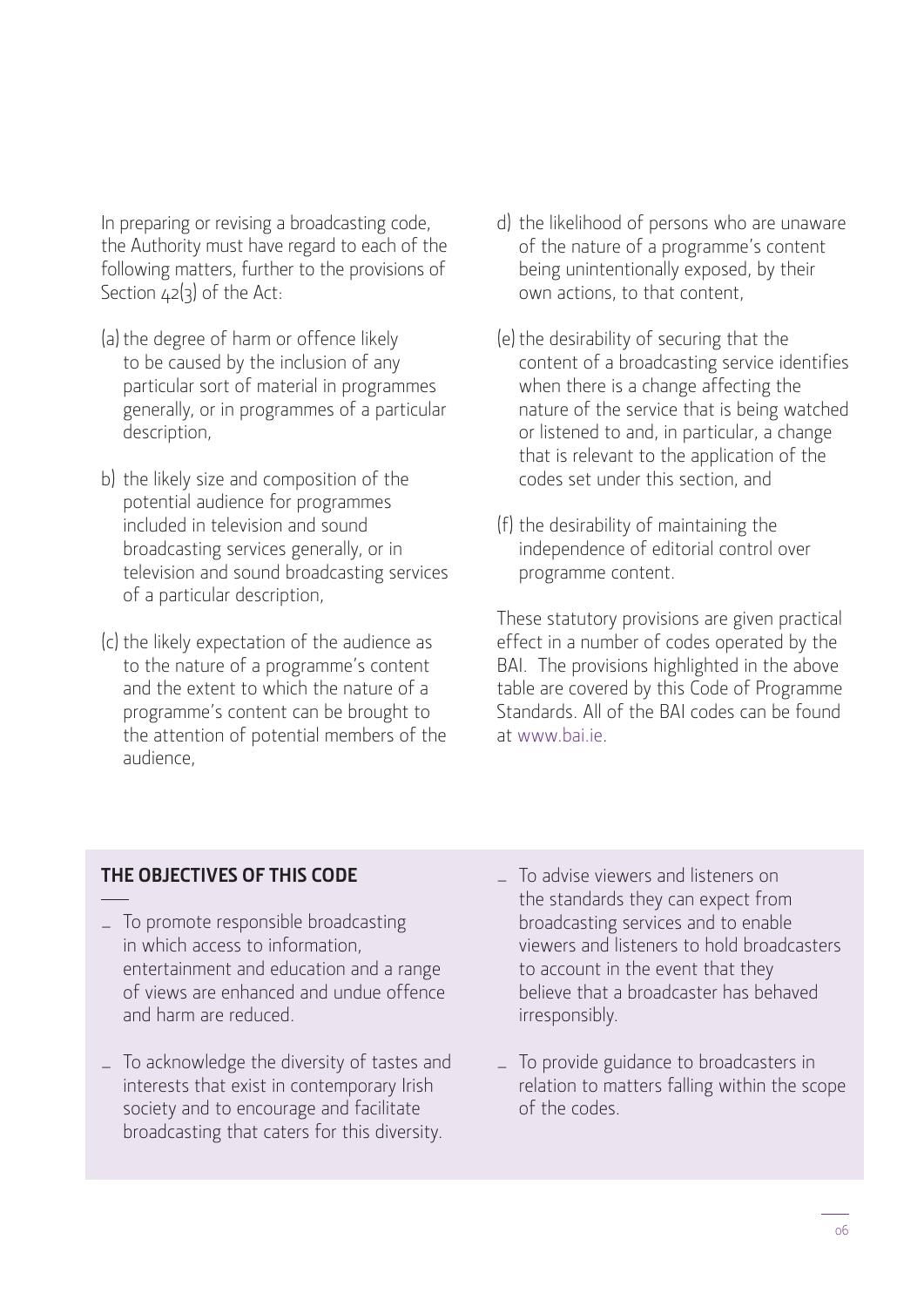In preparing or revising a broadcasting code, the Authority must have regard to each of the following matters, further to the provisions of Section 42(3) of the Act:

(a) the degree of harm or offence likely to be caused by the inclusion of any particular sort of material in programmes generally, or in programmes of a particular description,

b) the likely size and composition of the potential audience for programmes included in television and sound broadcasting services generally, or in television and sound broadcasting services of a particular description,

(c) the likely expectation of the audience as to the nature of a programme's content and the extent to which the nature of a programme's content can be brought to the attention of potential members of the audience,

d) the likelihood of persons who are unaware of the nature of a programme's content being unintentionally exposed, by their own actions, to that content,

(e) the desirability of securing that the content of a broadcasting service identifies when there is a change affecting the nature of the service that is being watched or listened to and, in particular, a change that is relevant to the application of the codes set under this section, and

(f) the desirability of maintaining the independence of editorial control over programme content.

These statutory provisions are given practical effect in a number of codes operated by the BAI. The provisions highlighted in the above table are covered by this Code of Programme Standards. All of the BAI codes can be found at www.bai.ie.

## THE OBJECTIVES OF THIS CODE

- To promote responsible broadcasting in which access to information, entertainment and education and a range of views are enhanced and undue offence and harm are reduced.
- To acknowledge the diversity of tastes and interests that exist in contemporary Irish society and to encourage and facilitate broadcasting that caters for this diversity.
- To advise viewers and listeners on the standards they can expect from broadcasting services and to enable viewers and listeners to hold broadcasters to account in the event that they believe that a broadcaster has behaved irresponsibly.
- To provide guidance to broadcasters in relation to matters falling within the scope of the codes.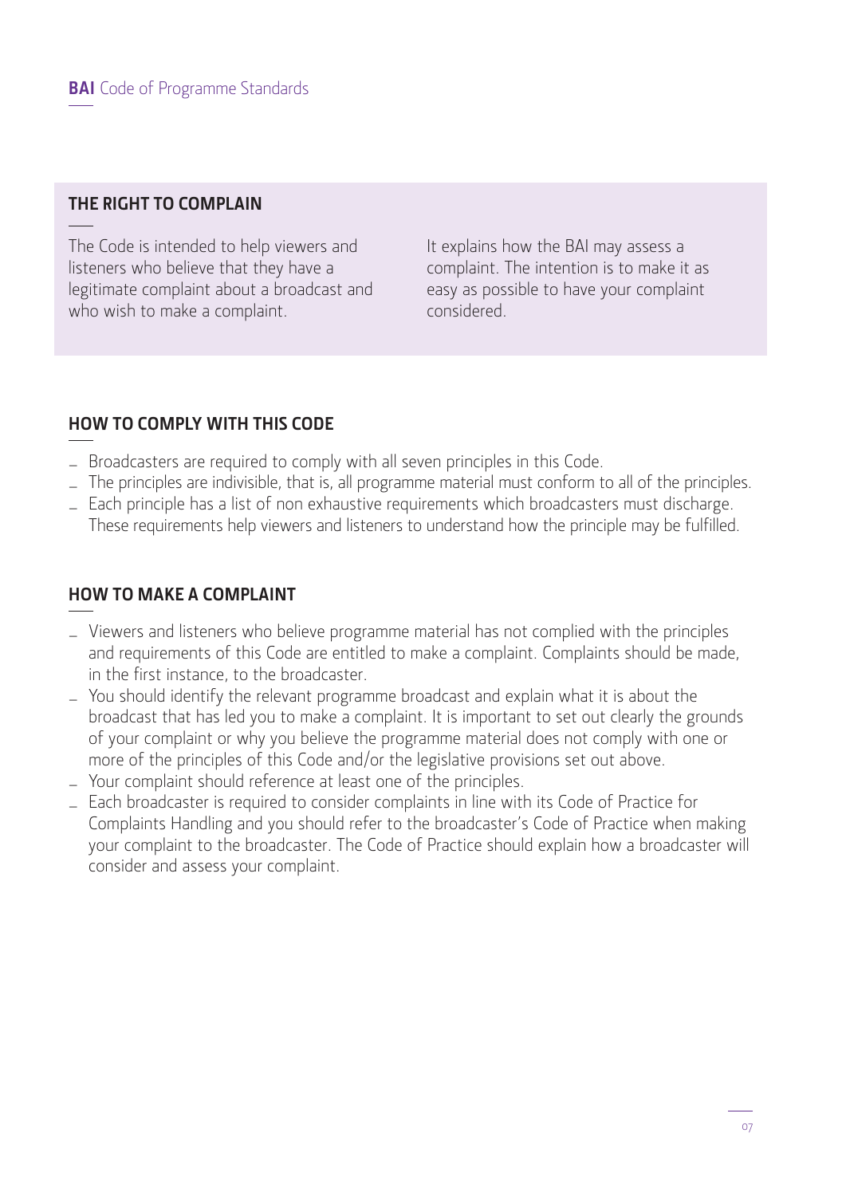## THE RIGHT TO COMPLAIN

The Code is intended to help viewers and listeners who believe that they have a legitimate complaint about a broadcast and who wish to make a complaint.

It explains how the BAI may assess a complaint. The intention is to make it as easy as possible to have your complaint considered.

## HOW TO COMPLY WITH THIS CODE

- Broadcasters are required to comply with all seven principles in this Code.
- The principles are indivisible, that is, all programme material must conform to all of the principles.
- Each principle has a list of non exhaustive requirements which broadcasters must discharge. These requirements help viewers and listeners to understand how the principle may be fulfilled.

## HOW TO MAKE A COMPLAINT

- Viewers and listeners who believe programme material has not complied with the principles and requirements of this Code are entitled to make a complaint. Complaints should be made, in the first instance, to the broadcaster.
- You should identify the relevant programme broadcast and explain what it is about the broadcast that has led you to make a complaint. It is important to set out clearly the grounds of your complaint or why you believe the programme material does not comply with one or more of the principles of this Code and/or the legislative provisions set out above.
- Your complaint should reference at least one of the principles.
- Each broadcaster is required to consider complaints in line with its Code of Practice for Complaints Handling and you should refer to the broadcaster's Code of Practice when making your complaint to the broadcaster. The Code of Practice should explain how a broadcaster will consider and assess your complaint.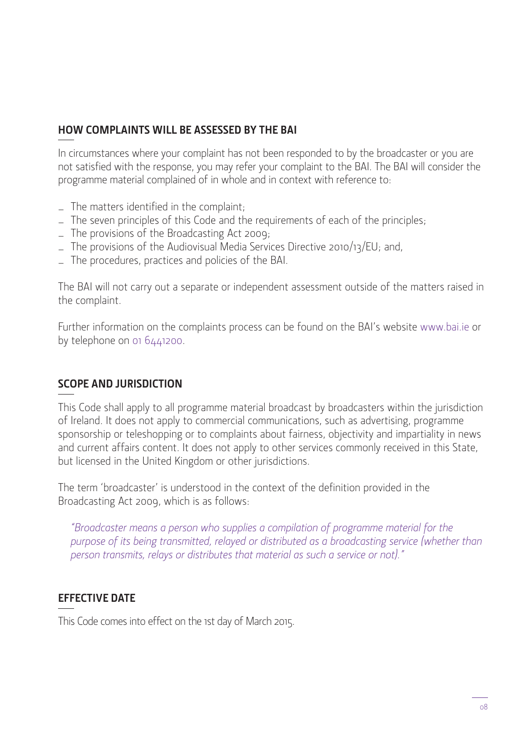## HOW COMPLAINTS WILL BE ASSESSED BY THE BAI

In circumstances where your complaint has not been responded to by the broadcaster or you are not satisfied with the response, you may refer your complaint to the BAI. The BAI will consider the programme material complained of in whole and in context with reference to:

- The matters identified in the complaint;
- The seven principles of this Code and the requirements of each of the principles;
- The provisions of the Broadcasting Act 2009;
- The provisions of the Audiovisual Media Services Directive 2010/13/EU; and,
- The procedures, practices and policies of the BAI.

The BAI will not carry out a separate or independent assessment outside of the matters raised in the complaint.

Further information on the complaints process can be found on the BAI's website www.bai.ie or by telephone on 01 6441200.

## SCOPE AND JURISDICTION

This Code shall apply to all programme material broadcast by broadcasters within the jurisdiction of Ireland. It does not apply to commercial communications, such as advertising, programme sponsorship or teleshopping or to complaints about fairness, objectivity and impartiality in news and current affairs content. It does not apply to other services commonly received in this State, but licensed in the United Kingdom or other jurisdictions.

The term 'broadcaster' is understood in the context of the definition provided in the Broadcasting Act 2009, which is as follows:

> *"Broadcaster means a person who supplies a compilation of programme material for the purpose of its being transmitted, relayed or distributed as a broadcasting service (whether than person transmits, relays or distributes that material as such a service or not)."*

## EFFECTIVE DATE

This Code comes into effect on the 1st day of March 2015.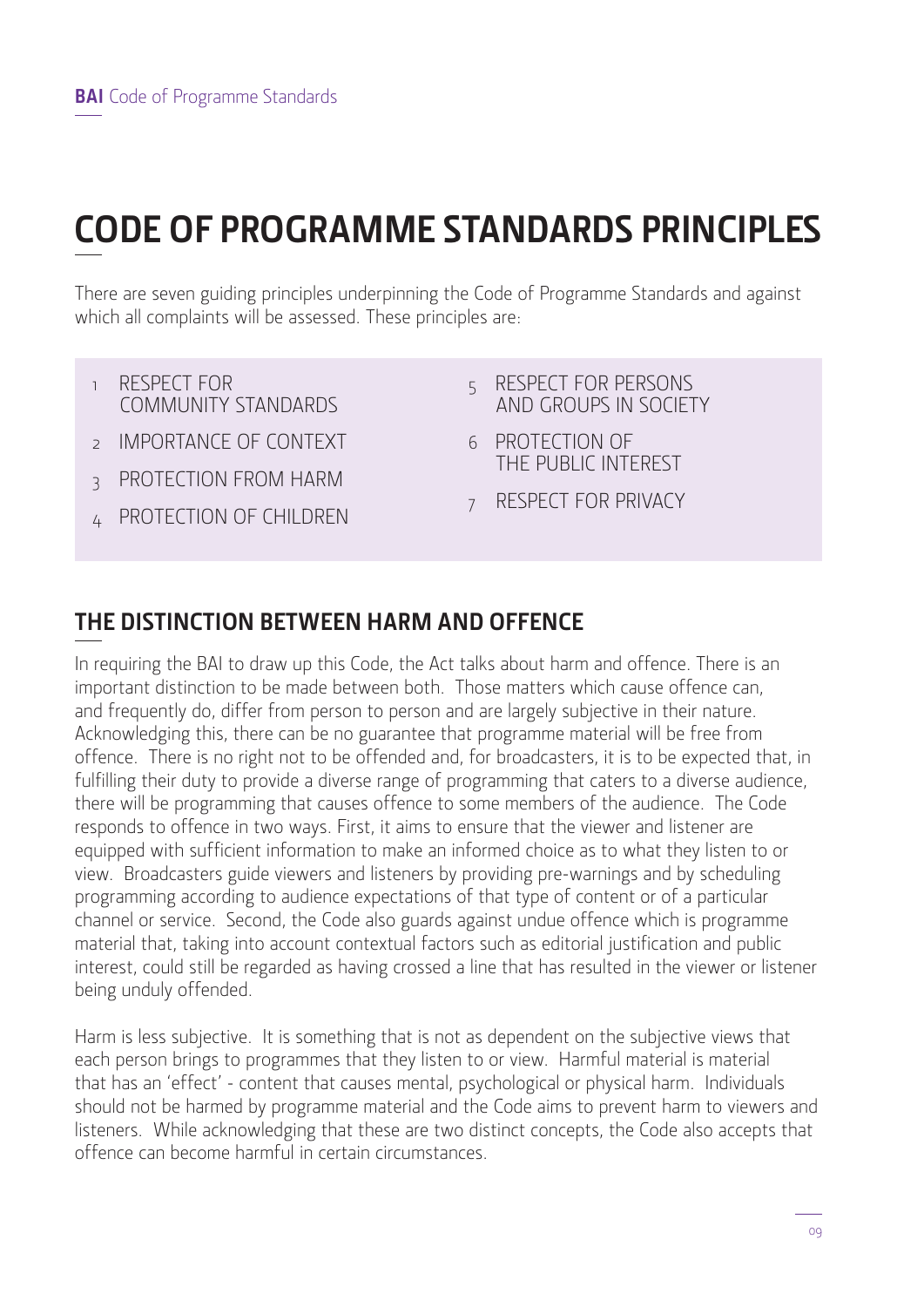# CODE OF PROGRAMME STANDARDS PRINCIPLES

There are seven guiding principles underpinning the Code of Programme Standards and against which all complaints will be assessed. These principles are:

1. RESPECT FOR COMMUNITY STANDARDS
2. IMPORTANCE OF CONTEXT
3. PROTECTION FROM HARM
4. PROTECTION OF CHILDREN
5. RESPECT FOR PERSONS AND GROUPS IN SOCIETY
6. PROTECTION OF THE PUBLIC INTEREST
7. RESPECT FOR PRIVACY

## THE DISTINCTION BETWEEN HARM AND OFFENCE

In requiring the BAI to draw up this Code, the Act talks about harm and offence. There is an important distinction to be made between both. Those matters which cause offence can, and frequently do, differ from person to person and are largely subjective in their nature. Acknowledging this, there can be no guarantee that programme material will be free from offence. There is no right not to be offended and, for broadcasters, it is to be expected that, in fulfilling their duty to provide a diverse range of programming that caters to a diverse audience, there will be programming that causes offence to some members of the audience. The Code responds to offence in two ways. First, it aims to ensure that the viewer and listener are equipped with sufficient information to make an informed choice as to what they listen to or view. Broadcasters guide viewers and listeners by providing pre-warnings and by scheduling programming according to audience expectations of that type of content or of a particular channel or service. Second, the Code also guards against undue offence which is programme material that, taking into account contextual factors such as editorial justification and public interest, could still be regarded as having crossed a line that has resulted in the viewer or listener being unduly offended.

Harm is less subjective. It is something that is not as dependent on the subjective views that each person brings to programmes that they listen to or view. Harmful material is material that has an 'effect' - content that causes mental, psychological or physical harm. Individuals should not be harmed by programme material and the Code aims to prevent harm to viewers and listeners. While acknowledging that these are two distinct concepts, the Code also accepts that offence can become harmful in certain circumstances.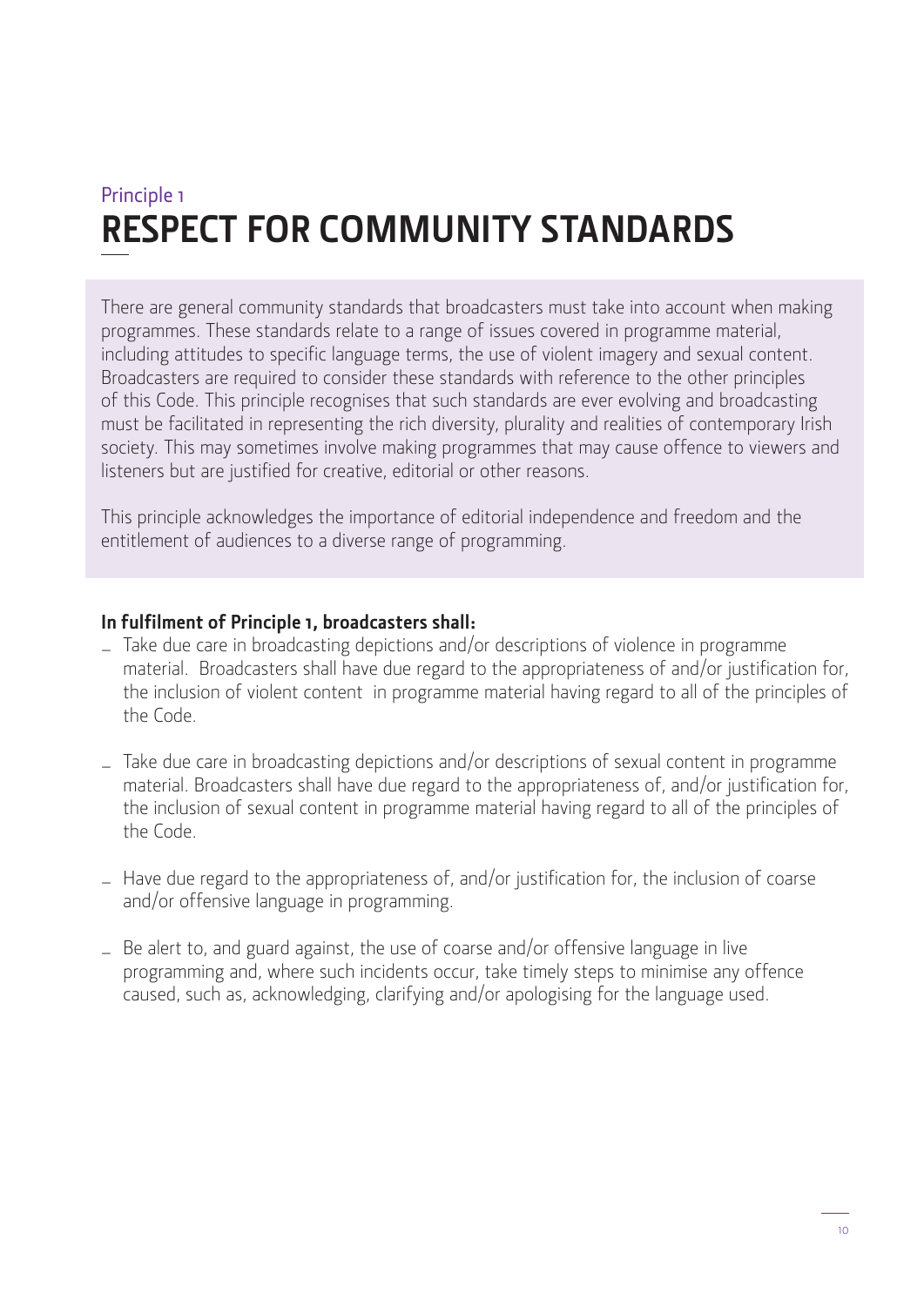Principle 1

# RESPECT FOR COMMUNITY STANDARDS

There are general community standards that broadcasters must take into account when making programmes. These standards relate to a range of issues covered in programme material, including attitudes to specific language terms, the use of violent imagery and sexual content. Broadcasters are required to consider these standards with reference to the other principles of this Code. This principle recognises that such standards are ever evolving and broadcasting must be facilitated in representing the rich diversity, plurality and realities of contemporary Irish society. This may sometimes involve making programmes that may cause offence to viewers and listeners but are justified for creative, editorial or other reasons.

This principle acknowledges the importance of editorial independence and freedom and the entitlement of audiences to a diverse range of programming.

**In fulfilment of Principle 1, broadcasters shall:**

- Take due care in broadcasting depictions and/or descriptions of violence in programme material. Broadcasters shall have due regard to the appropriateness of and/or justification for, the inclusion of violent content in programme material having regard to all of the principles of the Code.

- Take due care in broadcasting depictions and/or descriptions of sexual content in programme material. Broadcasters shall have due regard to the appropriateness of, and/or justification for, the inclusion of sexual content in programme material having regard to all of the principles of the Code.

- Have due regard to the appropriateness of, and/or justification for, the inclusion of coarse and/or offensive language in programming.

- Be alert to, and guard against, the use of coarse and/or offensive language in live programming and, where such incidents occur, take timely steps to minimise any offence caused, such as, acknowledging, clarifying and/or apologising for the language used.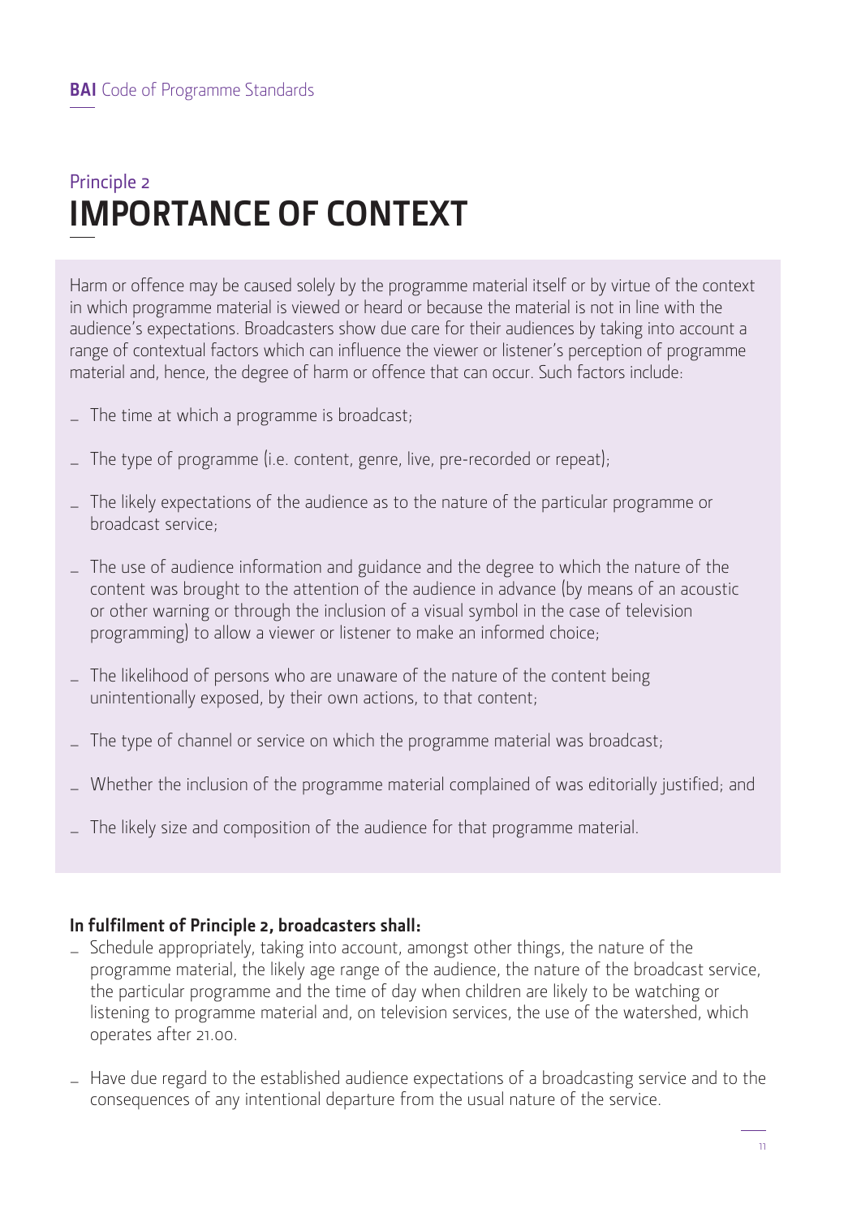## Principle 2

# IMPORTANCE OF CONTEXT

Harm or offence may be caused solely by the programme material itself or by virtue of the context in which programme material is viewed or heard or because the material is not in line with the audience's expectations. Broadcasters show due care for their audiences by taking into account a range of contextual factors which can influence the viewer or listener's perception of programme material and, hence, the degree of harm or offence that can occur. Such factors include:

- The time at which a programme is broadcast;
- The type of programme (i.e. content, genre, live, pre-recorded or repeat);
- The likely expectations of the audience as to the nature of the particular programme or broadcast service;
- The use of audience information and guidance and the degree to which the nature of the content was brought to the attention of the audience in advance (by means of an acoustic or other warning or through the inclusion of a visual symbol in the case of television programming) to allow a viewer or listener to make an informed choice;
- The likelihood of persons who are unaware of the nature of the content being unintentionally exposed, by their own actions, to that content;
- The type of channel or service on which the programme material was broadcast;
- Whether the inclusion of the programme material complained of was editorially justified; and
- The likely size and composition of the audience for that programme material.

**In fulfilment of Principle 2, broadcasters shall:**

- Schedule appropriately, taking into account, amongst other things, the nature of the programme material, the likely age range of the audience, the nature of the broadcast service, the particular programme and the time of day when children are likely to be watching or listening to programme material and, on television services, the use of the watershed, which operates after 21.00.
- Have due regard to the established audience expectations of a broadcasting service and to the consequences of any intentional departure from the usual nature of the service.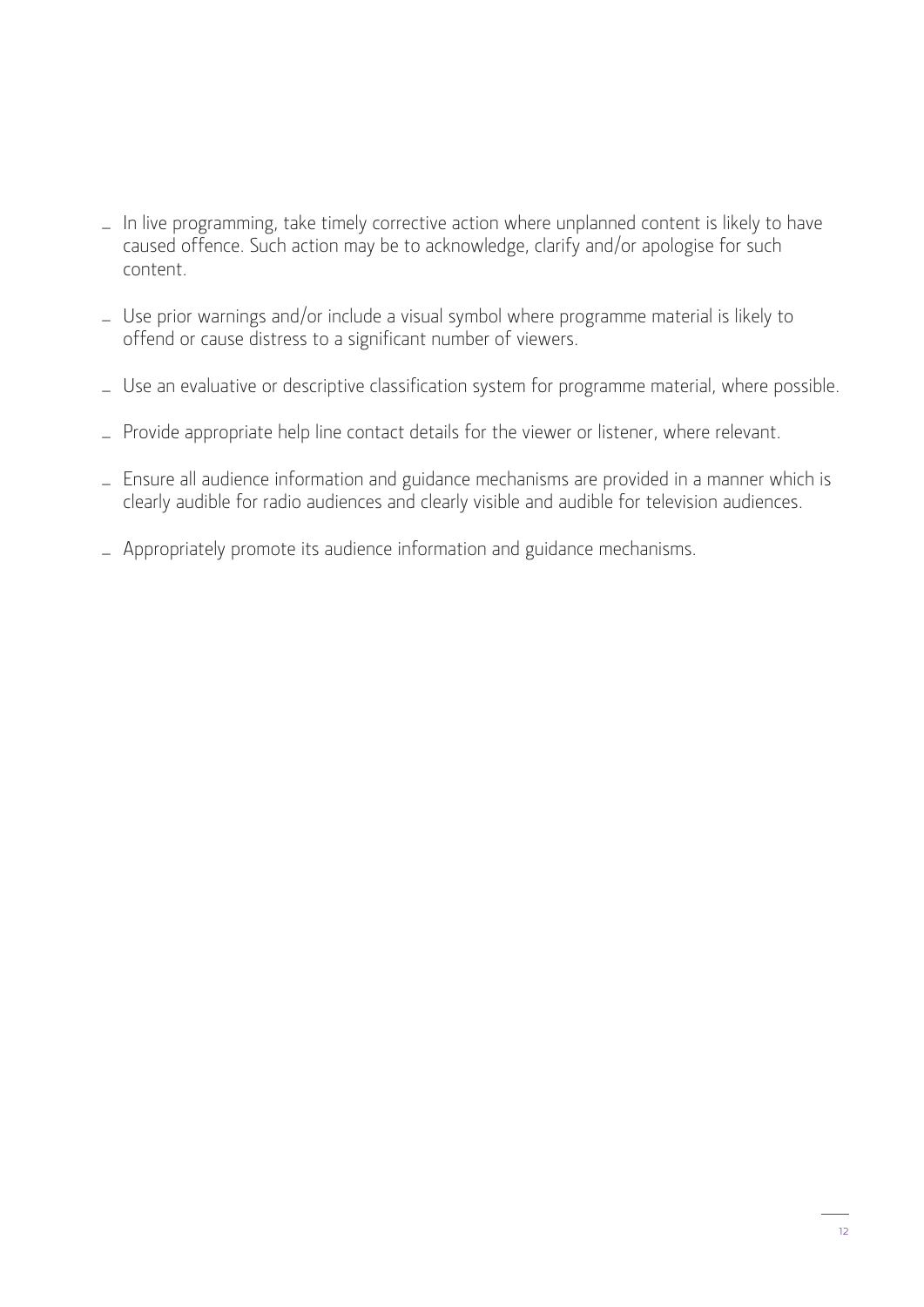- In live programming, take timely corrective action where unplanned content is likely to have caused offence. Such action may be to acknowledge, clarify and/or apologise for such content.
- Use prior warnings and/or include a visual symbol where programme material is likely to offend or cause distress to a significant number of viewers.
- Use an evaluative or descriptive classification system for programme material, where possible.
- Provide appropriate help line contact details for the viewer or listener, where relevant.
- Ensure all audience information and guidance mechanisms are provided in a manner which is clearly audible for radio audiences and clearly visible and audible for television audiences.
- Appropriately promote its audience information and guidance mechanisms.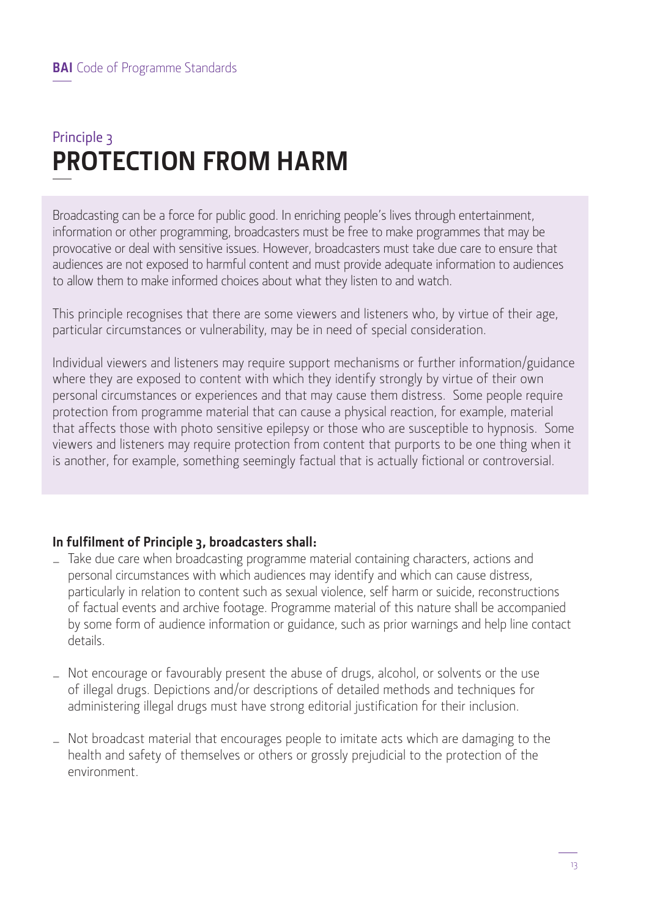# Principle 3
# PROTECTION FROM HARM

Broadcasting can be a force for public good. In enriching people's lives through entertainment, information or other programming, broadcasters must be free to make programmes that may be provocative or deal with sensitive issues. However, broadcasters must take due care to ensure that audiences are not exposed to harmful content and must provide adequate information to audiences to allow them to make informed choices about what they listen to and watch.

This principle recognises that there are some viewers and listeners who, by virtue of their age, particular circumstances or vulnerability, may be in need of special consideration.

Individual viewers and listeners may require support mechanisms or further information/guidance where they are exposed to content with which they identify strongly by virtue of their own personal circumstances or experiences and that may cause them distress. Some people require protection from programme material that can cause a physical reaction, for example, material that affects those with photo sensitive epilepsy or those who are susceptible to hypnosis. Some viewers and listeners may require protection from content that purports to be one thing when it is another, for example, something seemingly factual that is actually fictional or controversial.

**In fulfilment of Principle 3, broadcasters shall:**

- Take due care when broadcasting programme material containing characters, actions and personal circumstances with which audiences may identify and which can cause distress, particularly in relation to content such as sexual violence, self harm or suicide, reconstructions of factual events and archive footage. Programme material of this nature shall be accompanied by some form of audience information or guidance, such as prior warnings and help line contact details.

- Not encourage or favourably present the abuse of drugs, alcohol, or solvents or the use of illegal drugs. Depictions and/or descriptions of detailed methods and techniques for administering illegal drugs must have strong editorial justification for their inclusion.

- Not broadcast material that encourages people to imitate acts which are damaging to the health and safety of themselves or others or grossly prejudicial to the protection of the environment.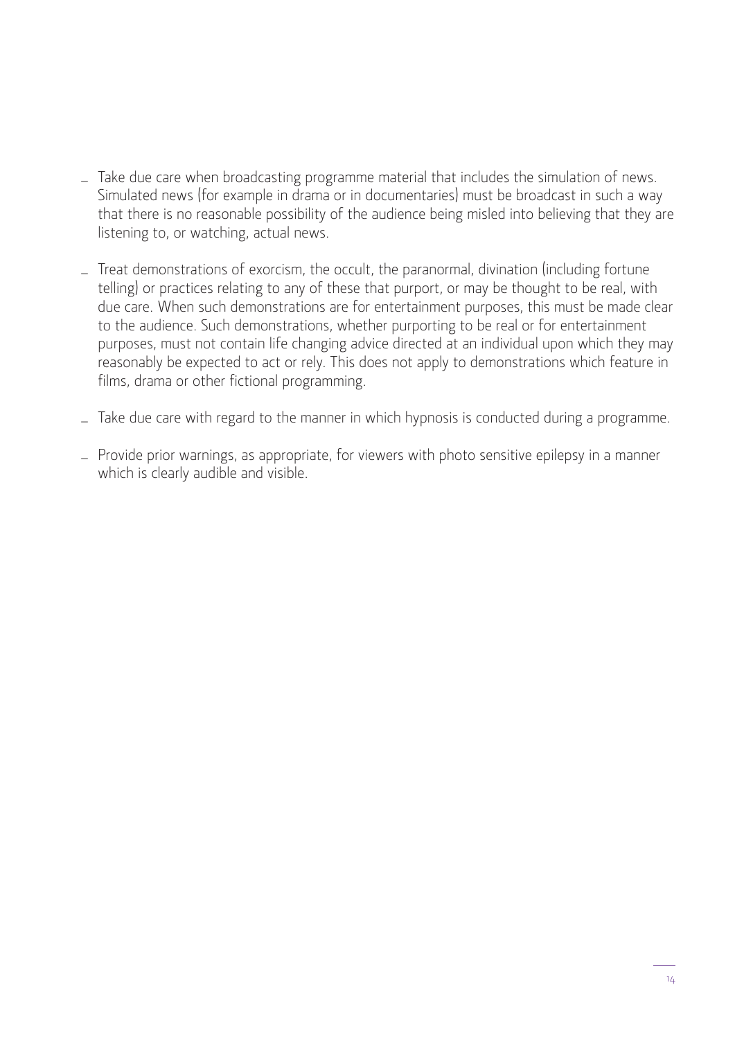- Take due care when broadcasting programme material that includes the simulation of news. Simulated news (for example in drama or in documentaries) must be broadcast in such a way that there is no reasonable possibility of the audience being misled into believing that they are listening to, or watching, actual news.

- Treat demonstrations of exorcism, the occult, the paranormal, divination (including fortune telling) or practices relating to any of these that purport, or may be thought to be real, with due care. When such demonstrations are for entertainment purposes, this must be made clear to the audience. Such demonstrations, whether purporting to be real or for entertainment purposes, must not contain life changing advice directed at an individual upon which they may reasonably be expected to act or rely. This does not apply to demonstrations which feature in films, drama or other fictional programming.

- Take due care with regard to the manner in which hypnosis is conducted during a programme.

- Provide prior warnings, as appropriate, for viewers with photo sensitive epilepsy in a manner which is clearly audible and visible.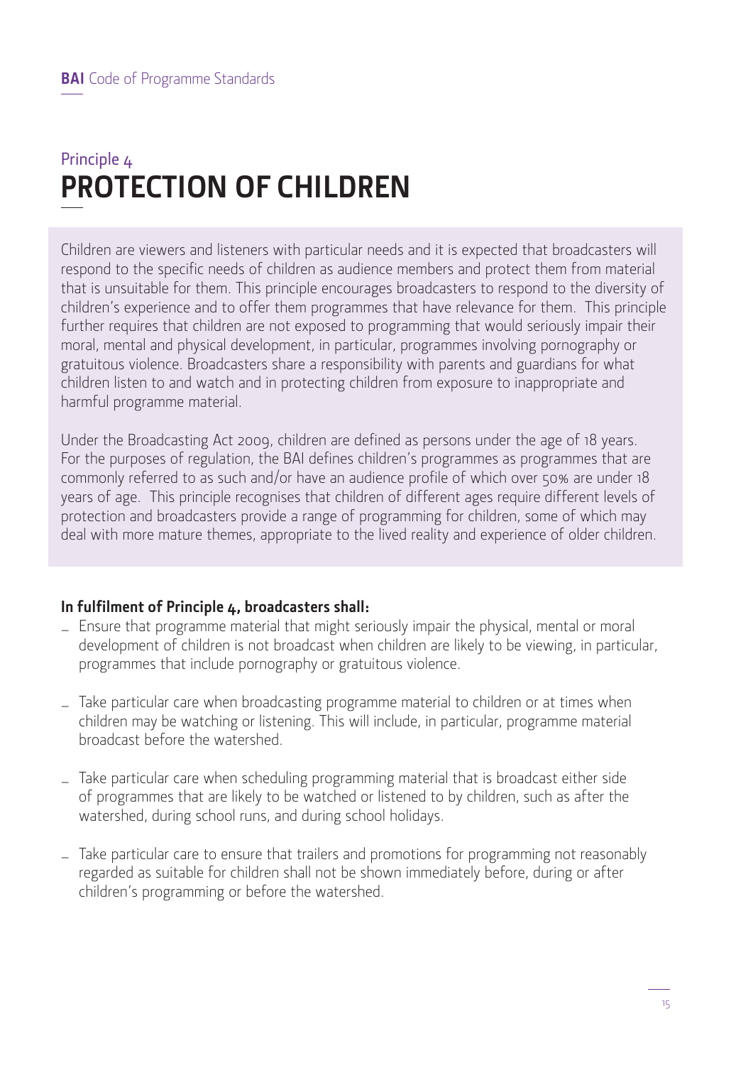Principle 4

# PROTECTION OF CHILDREN

Children are viewers and listeners with particular needs and it is expected that broadcasters will respond to the specific needs of children as audience members and protect them from material that is unsuitable for them. This principle encourages broadcasters to respond to the diversity of children's experience and to offer them programmes that have relevance for them. This principle further requires that children are not exposed to programming that would seriously impair their moral, mental and physical development, in particular, programmes involving pornography or gratuitous violence. Broadcasters share a responsibility with parents and guardians for what children listen to and watch and in protecting children from exposure to inappropriate and harmful programme material.

Under the Broadcasting Act 2009, children are defined as persons under the age of 18 years. For the purposes of regulation, the BAI defines children's programmes as programmes that are commonly referred to as such and/or have an audience profile of which over 50% are under 18 years of age. This principle recognises that children of different ages require different levels of protection and broadcasters provide a range of programming for children, some of which may deal with more mature themes, appropriate to the lived reality and experience of older children.

**In fulfilment of Principle 4, broadcasters shall:**

- Ensure that programme material that might seriously impair the physical, mental or moral development of children is not broadcast when children are likely to be viewing, in particular, programmes that include pornography or gratuitous violence.
- Take particular care when broadcasting programme material to children or at times when children may be watching or listening. This will include, in particular, programme material broadcast before the watershed.
- Take particular care when scheduling programming material that is broadcast either side of programmes that are likely to be watched or listened to by children, such as after the watershed, during school runs, and during school holidays.
- Take particular care to ensure that trailers and promotions for programming not reasonably regarded as suitable for children shall not be shown immediately before, during or after children's programming or before the watershed.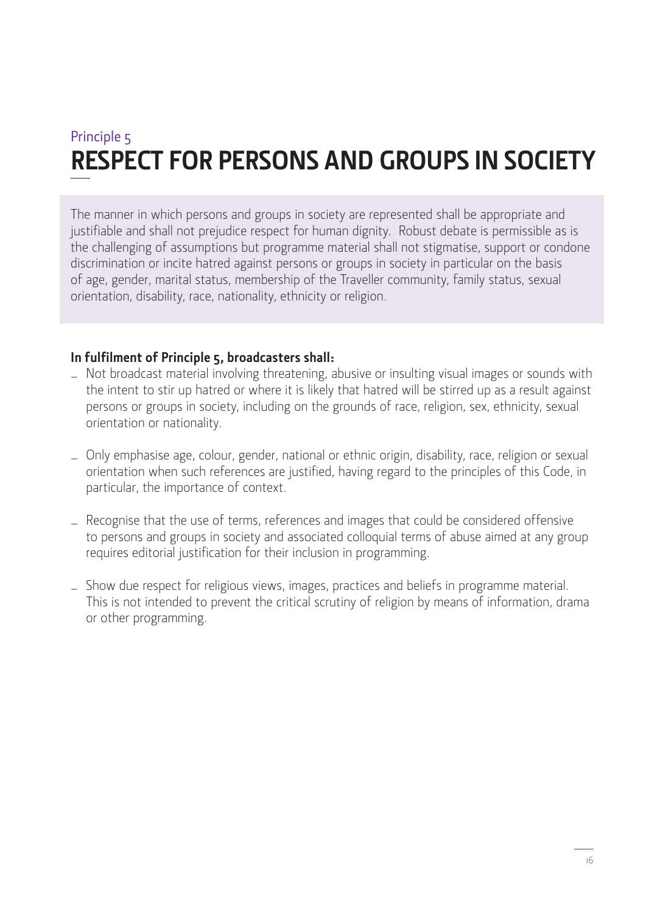Principle 5

# RESPECT FOR PERSONS AND GROUPS IN SOCIETY

The manner in which persons and groups in society are represented shall be appropriate and justifiable and shall not prejudice respect for human dignity. Robust debate is permissible as is the challenging of assumptions but programme material shall not stigmatise, support or condone discrimination or incite hatred against persons or groups in society in particular on the basis of age, gender, marital status, membership of the Traveller community, family status, sexual orientation, disability, race, nationality, ethnicity or religion.

**In fulfilment of Principle 5, broadcasters shall:**

- Not broadcast material involving threatening, abusive or insulting visual images or sounds with the intent to stir up hatred or where it is likely that hatred will be stirred up as a result against persons or groups in society, including on the grounds of race, religion, sex, ethnicity, sexual orientation or nationality.
- Only emphasise age, colour, gender, national or ethnic origin, disability, race, religion or sexual orientation when such references are justified, having regard to the principles of this Code, in particular, the importance of context.
- Recognise that the use of terms, references and images that could be considered offensive to persons and groups in society and associated colloquial terms of abuse aimed at any group requires editorial justification for their inclusion in programming.
- Show due respect for religious views, images, practices and beliefs in programme material. This is not intended to prevent the critical scrutiny of religion by means of information, drama or other programming.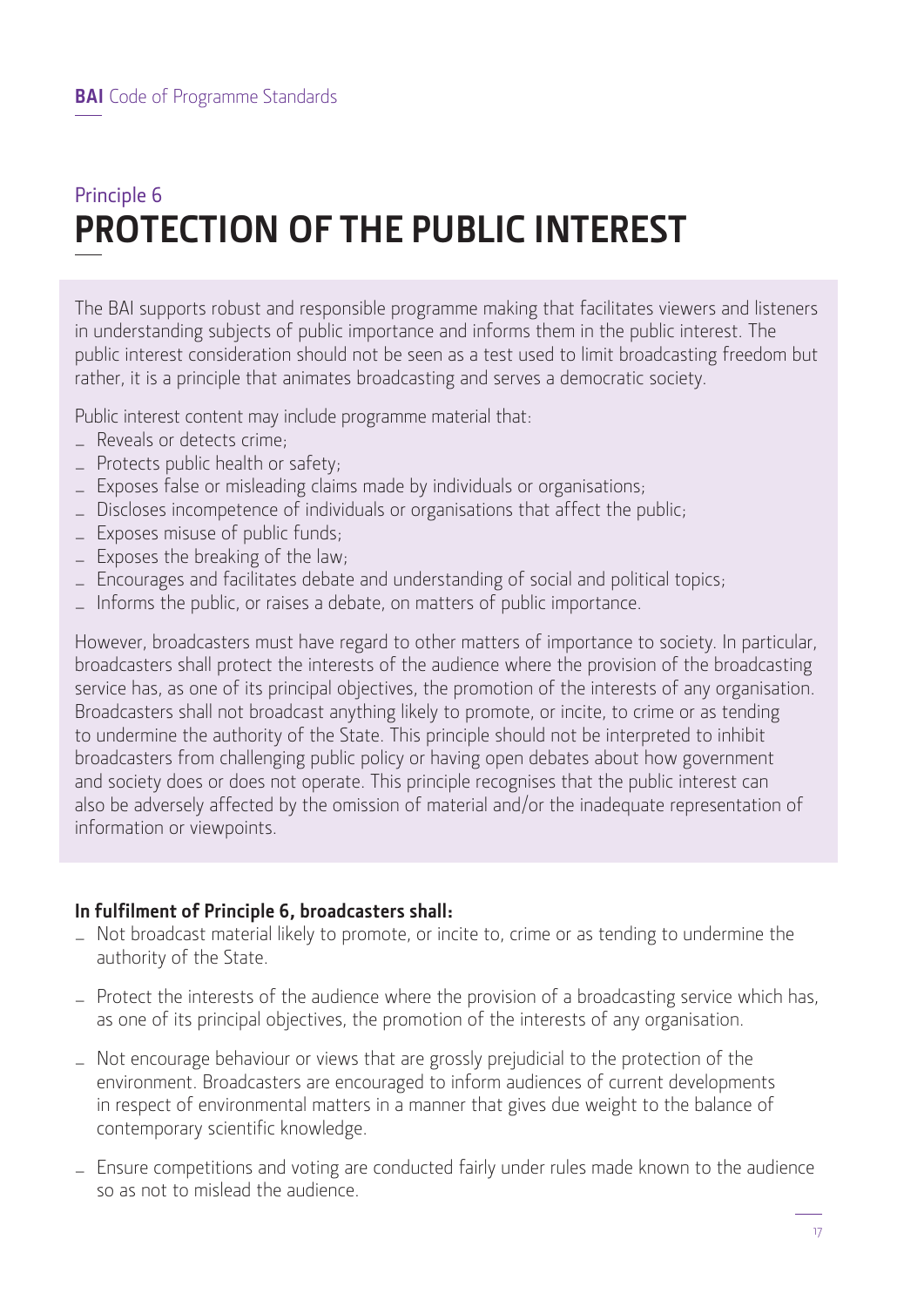## Principle 6

# PROTECTION OF THE PUBLIC INTEREST

The BAI supports robust and responsible programme making that facilitates viewers and listeners in understanding subjects of public importance and informs them in the public interest. The public interest consideration should not be seen as a test used to limit broadcasting freedom but rather, it is a principle that animates broadcasting and serves a democratic society.

Public interest content may include programme material that:

- Reveals or detects crime;
- Protects public health or safety;
- Exposes false or misleading claims made by individuals or organisations;
- Discloses incompetence of individuals or organisations that affect the public;
- Exposes misuse of public funds;
- Exposes the breaking of the law;
- Encourages and facilitates debate and understanding of social and political topics;
- Informs the public, or raises a debate, on matters of public importance.

However, broadcasters must have regard to other matters of importance to society. In particular, broadcasters shall protect the interests of the audience where the provision of the broadcasting service has, as one of its principal objectives, the promotion of the interests of any organisation. Broadcasters shall not broadcast anything likely to promote, or incite, to crime or as tending to undermine the authority of the State. This principle should not be interpreted to inhibit broadcasters from challenging public policy or having open debates about how government and society does or does not operate. This principle recognises that the public interest can also be adversely affected by the omission of material and/or the inadequate representation of information or viewpoints.

**In fulfilment of Principle 6, broadcasters shall:**

- Not broadcast material likely to promote, or incite to, crime or as tending to undermine the authority of the State.
- Protect the interests of the audience where the provision of a broadcasting service which has, as one of its principal objectives, the promotion of the interests of any organisation.
- Not encourage behaviour or views that are grossly prejudicial to the protection of the environment. Broadcasters are encouraged to inform audiences of current developments in respect of environmental matters in a manner that gives due weight to the balance of contemporary scientific knowledge.
- Ensure competitions and voting are conducted fairly under rules made known to the audience so as not to mislead the audience.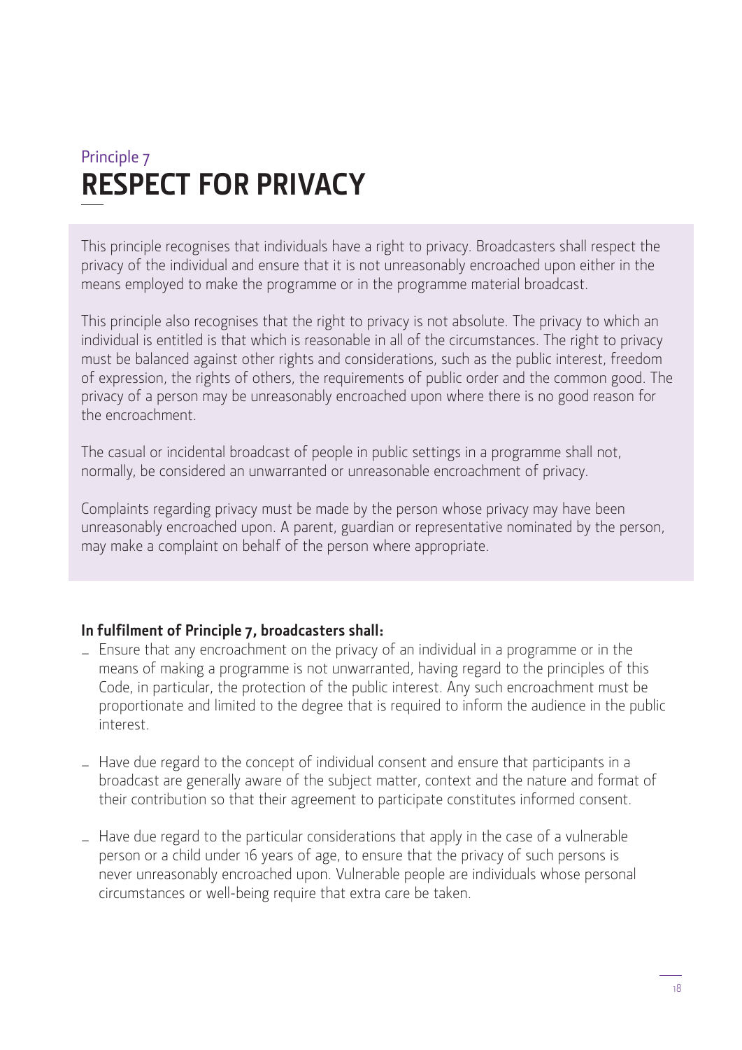Principle 7

# RESPECT FOR PRIVACY

This principle recognises that individuals have a right to privacy. Broadcasters shall respect the privacy of the individual and ensure that it is not unreasonably encroached upon either in the means employed to make the programme or in the programme material broadcast.

This principle also recognises that the right to privacy is not absolute. The privacy to which an individual is entitled is that which is reasonable in all of the circumstances. The right to privacy must be balanced against other rights and considerations, such as the public interest, freedom of expression, the rights of others, the requirements of public order and the common good. The privacy of a person may be unreasonably encroached upon where there is no good reason for the encroachment.

The casual or incidental broadcast of people in public settings in a programme shall not, normally, be considered an unwarranted or unreasonable encroachment of privacy.

Complaints regarding privacy must be made by the person whose privacy may have been unreasonably encroached upon. A parent, guardian or representative nominated by the person, may make a complaint on behalf of the person where appropriate.

**In fulfilment of Principle 7, broadcasters shall:**

- Ensure that any encroachment on the privacy of an individual in a programme or in the means of making a programme is not unwarranted, having regard to the principles of this Code, in particular, the protection of the public interest. Any such encroachment must be proportionate and limited to the degree that is required to inform the audience in the public interest.
- Have due regard to the concept of individual consent and ensure that participants in a broadcast are generally aware of the subject matter, context and the nature and format of their contribution so that their agreement to participate constitutes informed consent.
- Have due regard to the particular considerations that apply in the case of a vulnerable person or a child under 16 years of age, to ensure that the privacy of such persons is never unreasonably encroached upon. Vulnerable people are individuals whose personal circumstances or well-being require that extra care be taken.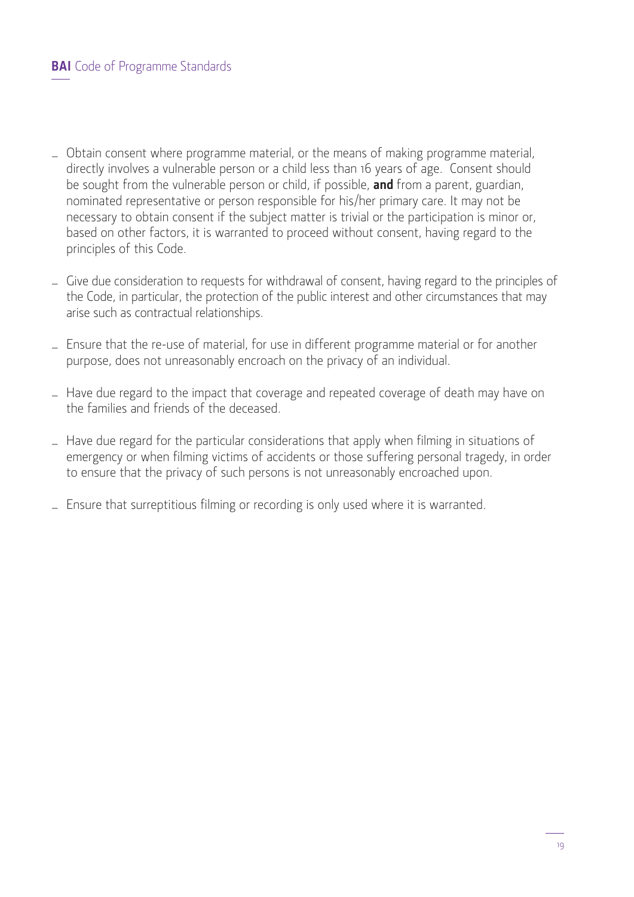- Obtain consent where programme material, or the means of making programme material, directly involves a vulnerable person or a child less than 16 years of age. Consent should be sought from the vulnerable person or child, if possible, **and** from a parent, guardian, nominated representative or person responsible for his/her primary care. It may not be necessary to obtain consent if the subject matter is trivial or the participation is minor or, based on other factors, it is warranted to proceed without consent, having regard to the principles of this Code.

- Give due consideration to requests for withdrawal of consent, having regard to the principles of the Code, in particular, the protection of the public interest and other circumstances that may arise such as contractual relationships.

- Ensure that the re-use of material, for use in different programme material or for another purpose, does not unreasonably encroach on the privacy of an individual.

- Have due regard to the impact that coverage and repeated coverage of death may have on the families and friends of the deceased.

- Have due regard for the particular considerations that apply when filming in situations of emergency or when filming victims of accidents or those suffering personal tragedy, in order to ensure that the privacy of such persons is not unreasonably encroached upon.

- Ensure that surreptitious filming or recording is only used where it is warranted.